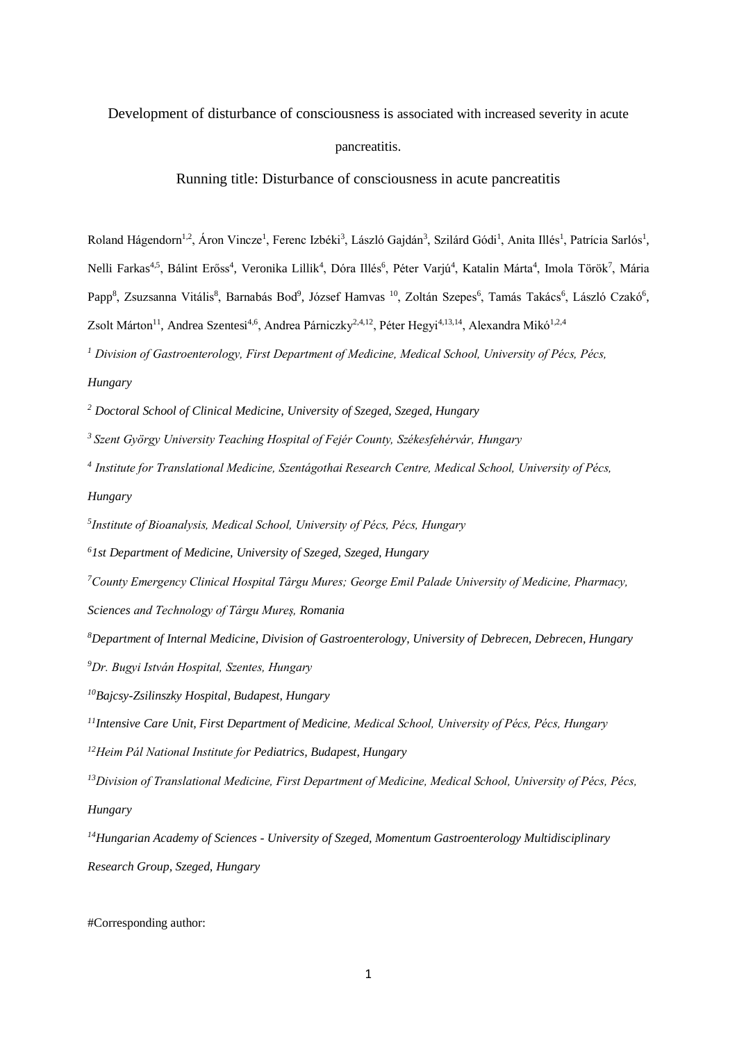# Development of disturbance of consciousness is associated with increased severity in acute pancreatitis.

Running title: Disturbance of consciousness in acute pancreatitis

Roland Hágendorn[1,2], Áron Vincze[1], Ferenc Izbéki[3], László Gajdán[3], Szilárd Gódi[1], Anita Illés[1], Patrícia Sarlós[1], Nelli Farkas[4,5], Bálint Erőss[4], Veronika Lillik[4], Dóra Illés[6], Péter Varjú[4], Katalin Márta[4], Imola Török[7], Mária Papp[8], Zsuzsanna Vitális[8], Barnabás Bod[9], József Hamvas [10], Zoltán Szepes[6], Tamás Takács[6], László Czakó[6], Zsolt Márton[11], Andrea Szentesi[4,6], Andrea Párniczky[2,4,12], Péter Hegyi[4,13,14], Alexandra Mikó[1,2,4]

[1] *Division of Gastroenterology, First Department of Medicine, Medical School, University of Pécs, Pécs, Hungary*

[2] *Doctoral School of Clinical Medicine, University of Szeged, Szeged, Hungary*

[3] *Szent György University Teaching Hospital of Fejér County, Székesfehérvár, Hungary*

[4] *Institute for Translational Medicine, Szentágothai Research Centre, Medical School, University of Pécs, Hungary*

[5] *Institute of Bioanalysis, Medical School, University of Pécs, Pécs, Hungary*

[6] *1st Department of Medicine, University of Szeged, Szeged, Hungary*

[7] *County Emergency Clinical Hospital Târgu Mures; George Emil Palade University of Medicine, Pharmacy, Sciences and Technology of Târgu Mureș, Romania*

[8] *Department of Internal Medicine, Division of Gastroenterology, University of Debrecen, Debrecen, Hungary*

[9] *Dr. Bugyi István Hospital, Szentes, Hungary*

[10] *Bajcsy-Zsilinszky Hospital, Budapest, Hungary*

[11] *Intensive Care Unit, First Department of Medicine, Medical School, University of Pécs, Pécs, Hungary*

[12] *Heim Pál National Institute for Pediatrics, Budapest, Hungary*

[13] *Division of Translational Medicine, First Department of Medicine, Medical School, University of Pécs, Pécs, Hungary*

[14] *Hungarian Academy of Sciences - University of Szeged, Momentum Gastroenterology Multidisciplinary Research Group, Szeged, Hungary*

#Corresponding author: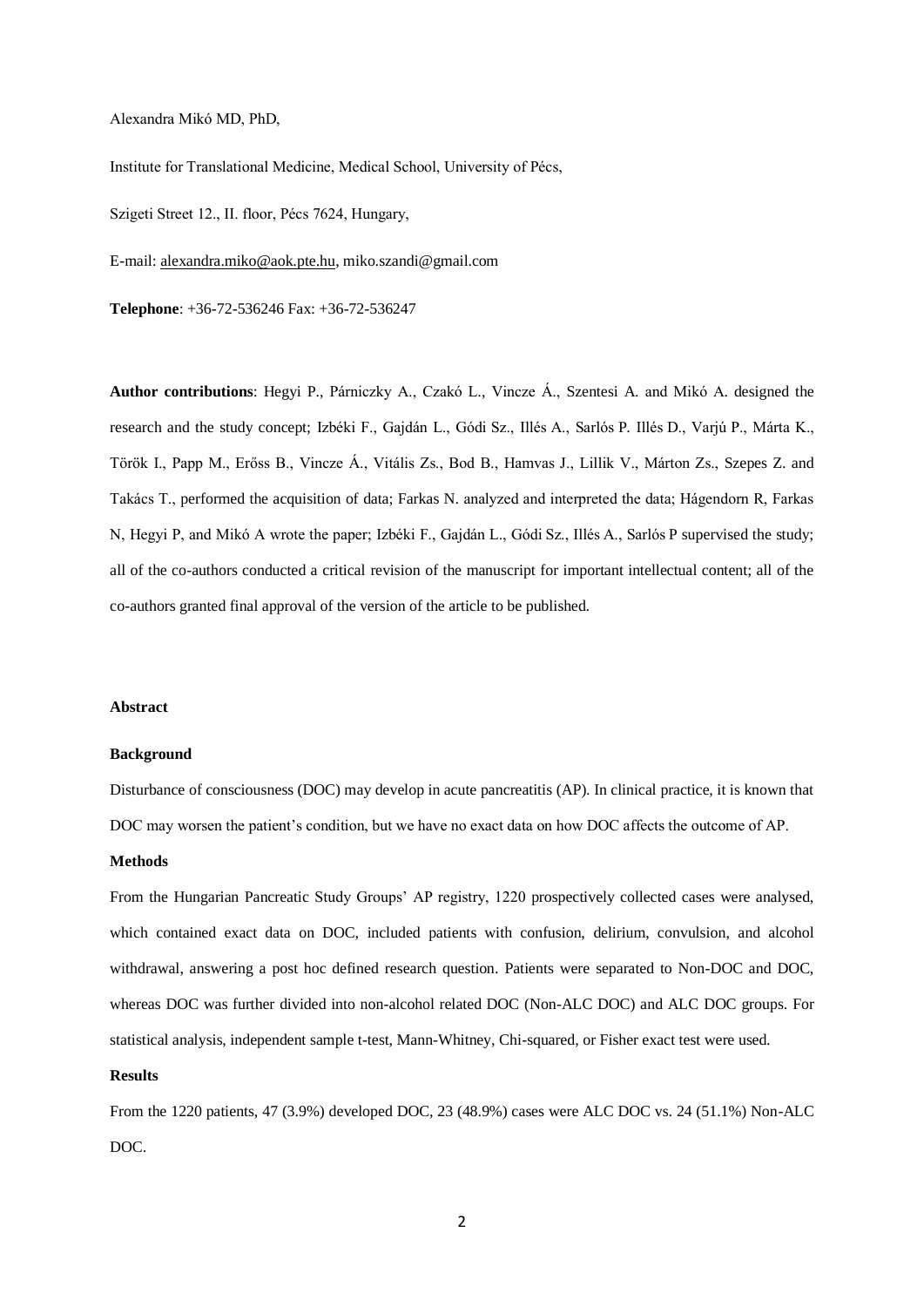Alexandra Mikó MD, PhD,

Institute for Translational Medicine, Medical School, University of Pécs,

Szigeti Street 12., II. floor, Pécs 7624, Hungary,

E-mail: alexandra.miko@aok.pte.hu, miko.szandi@gmail.com

**Telephone**: +36-72-536246 Fax: +36-72-536247

**Author contributions**: Hegyi P., Párniczky A., Czakó L., Vincze Á., Szentesi A. and Mikó A. designed the research and the study concept; Izbéki F., Gajdán L., Gódi Sz., Illés A., Sarlós P. Illés D., Varjú P., Márta K., Török I., Papp M., Erőss B., Vincze Á., Vitális Zs., Bod B., Hamvas J., Lillik V., Márton Zs., Szepes Z. and Takács T., performed the acquisition of data; Farkas N. analyzed and interpreted the data; Hágendorn R, Farkas N, Hegyi P, and Mikó A wrote the paper; Izbéki F., Gajdán L., Gódi Sz., Illés A., Sarlós P supervised the study; all of the co-authors conducted a critical revision of the manuscript for important intellectual content; all of the co-authors granted final approval of the version of the article to be published.

## Abstract

### Background

Disturbance of consciousness (DOC) may develop in acute pancreatitis (AP). In clinical practice, it is known that DOC may worsen the patient's condition, but we have no exact data on how DOC affects the outcome of AP.

### Methods

From the Hungarian Pancreatic Study Groups' AP registry, 1220 prospectively collected cases were analysed, which contained exact data on DOC, included patients with confusion, delirium, convulsion, and alcohol withdrawal, answering a post hoc defined research question. Patients were separated to Non-DOC and DOC, whereas DOC was further divided into non-alcohol related DOC (Non-ALC DOC) and ALC DOC groups. For statistical analysis, independent sample t-test, Mann-Whitney, Chi-squared, or Fisher exact test were used.

### Results

From the 1220 patients, 47 (3.9%) developed DOC, 23 (48.9%) cases were ALC DOC vs. 24 (51.1%) Non-ALC DOC.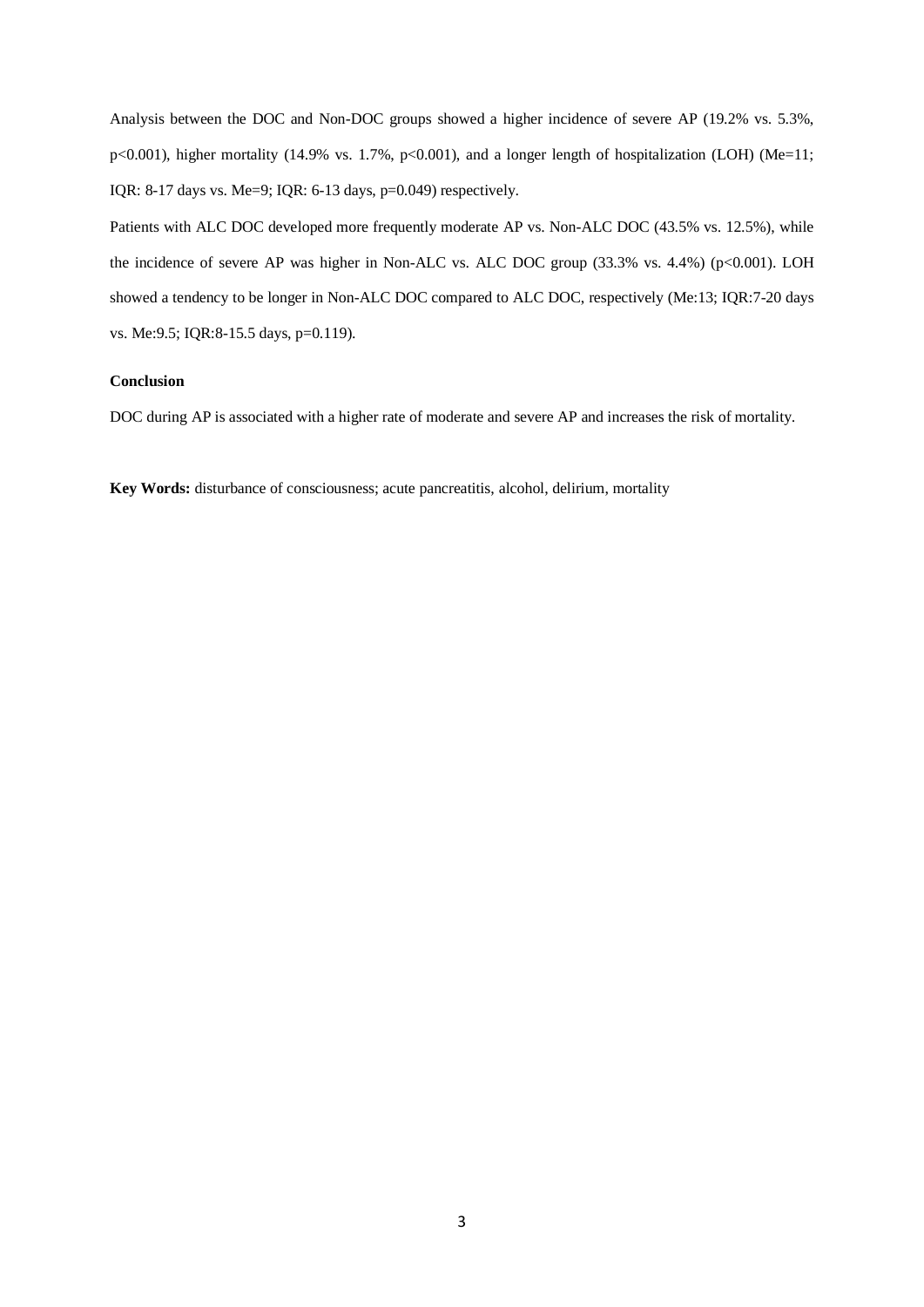Analysis between the DOC and Non-DOC groups showed a higher incidence of severe AP (19.2% vs. 5.3%, $p<0.001$), higher mortality (14.9% vs. 1.7%, $p<0.001$), and a longer length of hospitalization (LOH) (Me=11; IQR: 8-17 days vs. Me=9; IQR: 6-13 days, $p=0.049$) respectively.

Patients with ALC DOC developed more frequently moderate AP vs. Non-ALC DOC (43.5% vs. 12.5%), while the incidence of severe AP was higher in Non-ALC vs. ALC DOC group (33.3% vs. 4.4%) ($p<0.001$). LOH showed a tendency to be longer in Non-ALC DOC compared to ALC DOC, respectively (Me:13; IQR:7-20 days vs. Me:9.5; IQR:8-15.5 days, $p=0.119$).

**Conclusion**

DOC during AP is associated with a higher rate of moderate and severe AP and increases the risk of mortality.

**Key Words:** disturbance of consciousness; acute pancreatitis, alcohol, delirium, mortality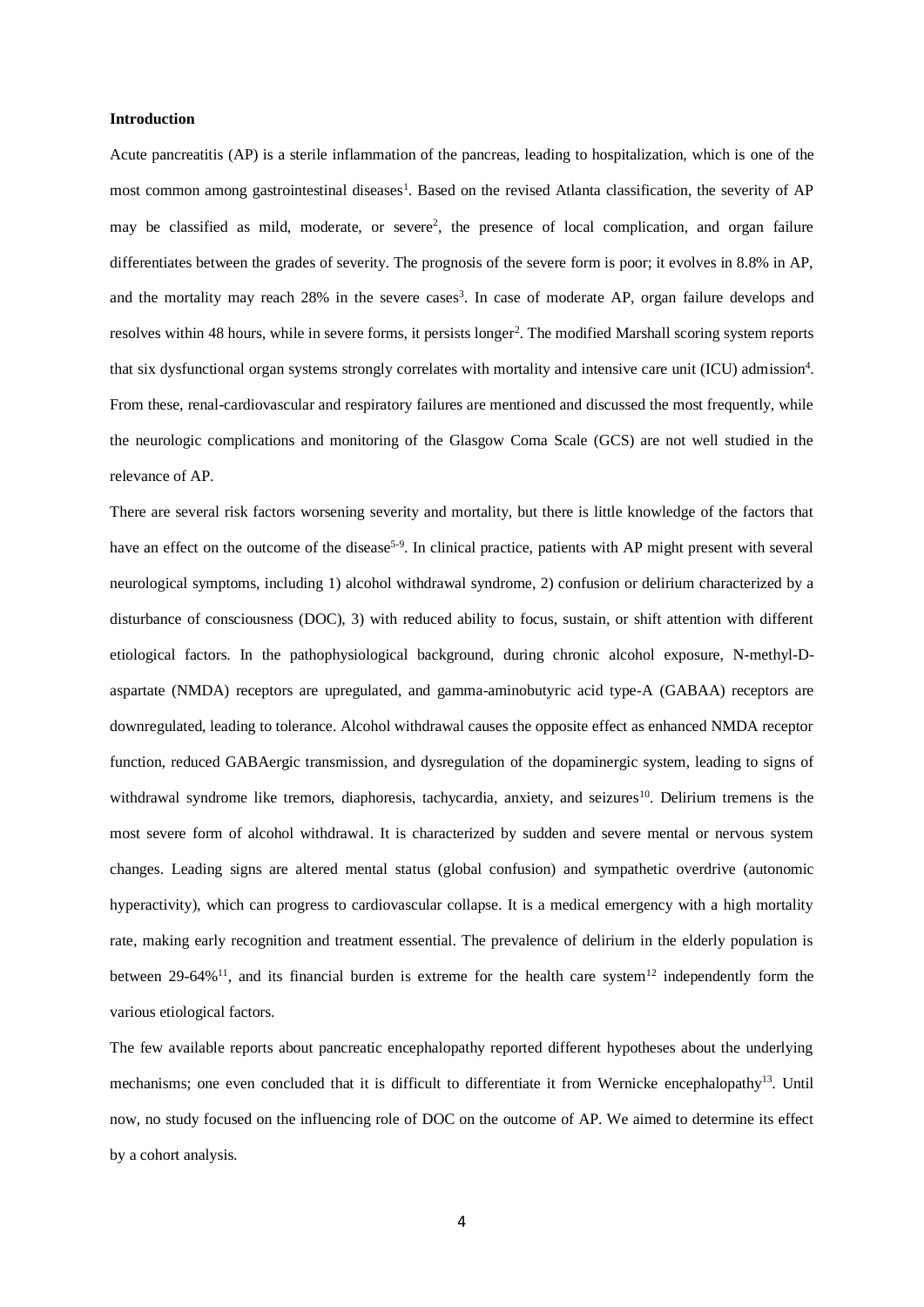**Introduction**

Acute pancreatitis (AP) is a sterile inflammation of the pancreas, leading to hospitalization, which is one of the most common among gastrointestinal diseases[1]. Based on the revised Atlanta classification, the severity of AP may be classified as mild, moderate, or severe[2], the presence of local complication, and organ failure differentiates between the grades of severity. The prognosis of the severe form is poor; it evolves in 8.8% in AP, and the mortality may reach 28% in the severe cases[3]. In case of moderate AP, organ failure develops and resolves within 48 hours, while in severe forms, it persists longer[2]. The modified Marshall scoring system reports that six dysfunctional organ systems strongly correlates with mortality and intensive care unit (ICU) admission[4]. From these, renal-cardiovascular and respiratory failures are mentioned and discussed the most frequently, while the neurologic complications and monitoring of the Glasgow Coma Scale (GCS) are not well studied in the relevance of AP.

There are several risk factors worsening severity and mortality, but there is little knowledge of the factors that have an effect on the outcome of the disease[5-9]. In clinical practice, patients with AP might present with several neurological symptoms, including 1) alcohol withdrawal syndrome, 2) confusion or delirium characterized by a disturbance of consciousness (DOC), 3) with reduced ability to focus, sustain, or shift attention with different etiological factors. In the pathophysiological background, during chronic alcohol exposure, N-methyl-D-aspartate (NMDA) receptors are upregulated, and gamma-aminobutyric acid type-A (GABAA) receptors are downregulated, leading to tolerance. Alcohol withdrawal causes the opposite effect as enhanced NMDA receptor function, reduced GABAergic transmission, and dysregulation of the dopaminergic system, leading to signs of withdrawal syndrome like tremors, diaphoresis, tachycardia, anxiety, and seizures[10]. Delirium tremens is the most severe form of alcohol withdrawal. It is characterized by sudden and severe mental or nervous system changes. Leading signs are altered mental status (global confusion) and sympathetic overdrive (autonomic hyperactivity), which can progress to cardiovascular collapse. It is a medical emergency with a high mortality rate, making early recognition and treatment essential. The prevalence of delirium in the elderly population is between 29-64%[11], and its financial burden is extreme for the health care system[12] independently form the various etiological factors.

The few available reports about pancreatic encephalopathy reported different hypotheses about the underlying mechanisms; one even concluded that it is difficult to differentiate it from Wernicke encephalopathy[13]. Until now, no study focused on the influencing role of DOC on the outcome of AP. We aimed to determine its effect by a cohort analysis.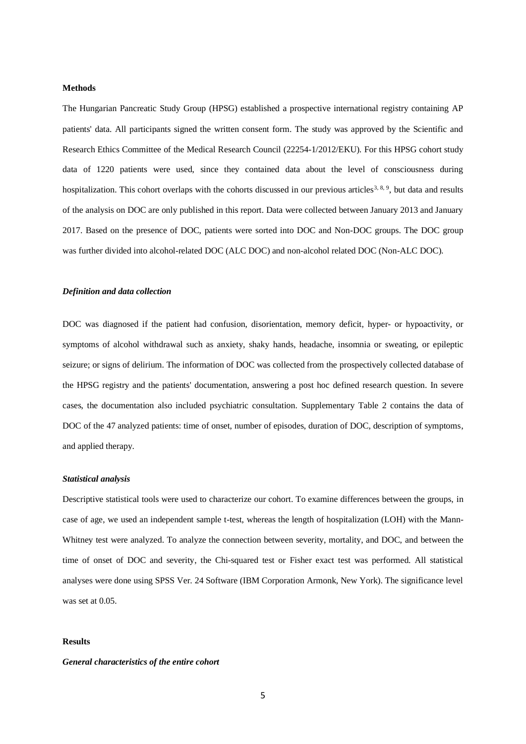## Methods

The Hungarian Pancreatic Study Group (HPSG) established a prospective international registry containing AP patients' data. All participants signed the written consent form. The study was approved by the Scientific and Research Ethics Committee of the Medical Research Council (22254-1/2012/EKU). For this HPSG cohort study data of 1220 patients were used, since they contained data about the level of consciousness during hospitalization. This cohort overlaps with the cohorts discussed in our previous articles[3, 8, 9], but data and results of the analysis on DOC are only published in this report. Data were collected between January 2013 and January 2017. Based on the presence of DOC, patients were sorted into DOC and Non-DOC groups. The DOC group was further divided into alcohol-related DOC (ALC DOC) and non-alcohol related DOC (Non-ALC DOC).

### *Definition and data collection*

DOC was diagnosed if the patient had confusion, disorientation, memory deficit, hyper- or hypoactivity, or symptoms of alcohol withdrawal such as anxiety, shaky hands, headache, insomnia or sweating, or epileptic seizure; or signs of delirium. The information of DOC was collected from the prospectively collected database of the HPSG registry and the patients' documentation, answering a post hoc defined research question. In severe cases, the documentation also included psychiatric consultation. Supplementary Table 2 contains the data of DOC of the 47 analyzed patients: time of onset, number of episodes, duration of DOC, description of symptoms, and applied therapy.

### *Statistical analysis*

Descriptive statistical tools were used to characterize our cohort. To examine differences between the groups, in case of age, we used an independent sample t-test, whereas the length of hospitalization (LOH) with the Mann-Whitney test were analyzed. To analyze the connection between severity, mortality, and DOC, and between the time of onset of DOC and severity, the Chi-squared test or Fisher exact test was performed. All statistical analyses were done using SPSS Ver. 24 Software (IBM Corporation Armonk, New York). The significance level was set at 0.05.

## Results

### *General characteristics of the entire cohort*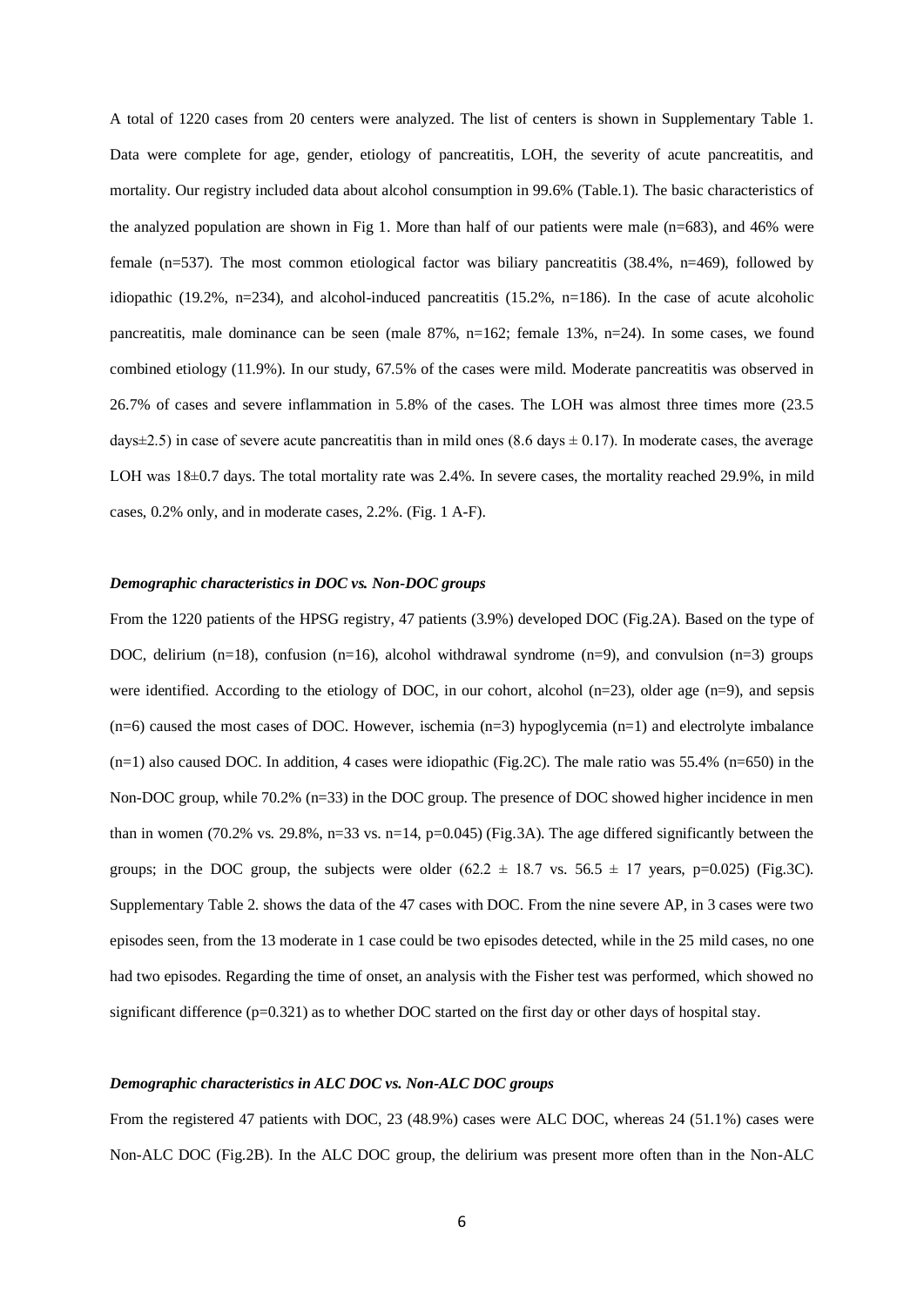A total of 1220 cases from 20 centers were analyzed. The list of centers is shown in Supplementary Table 1. Data were complete for age, gender, etiology of pancreatitis, LOH, the severity of acute pancreatitis, and mortality. Our registry included data about alcohol consumption in 99.6% (Table.1). The basic characteristics of the analyzed population are shown in Fig 1. More than half of our patients were male (n=683), and 46% were female (n=537). The most common etiological factor was biliary pancreatitis (38.4%, n=469), followed by idiopathic (19.2%, n=234), and alcohol-induced pancreatitis (15.2%, n=186). In the case of acute alcoholic pancreatitis, male dominance can be seen (male 87%, n=162; female 13%, n=24). In some cases, we found combined etiology (11.9%). In our study, 67.5% of the cases were mild. Moderate pancreatitis was observed in 26.7% of cases and severe inflammation in 5.8% of the cases. The LOH was almost three times more (23.5 days±2.5) in case of severe acute pancreatitis than in mild ones (8.6 days ± 0.17). In moderate cases, the average LOH was 18±0.7 days. The total mortality rate was 2.4%. In severe cases, the mortality reached 29.9%, in mild cases, 0.2% only, and in moderate cases, 2.2%. (Fig. 1 A-F).

### *Demographic characteristics in DOC vs. Non-DOC groups*

From the 1220 patients of the HPSG registry, 47 patients (3.9%) developed DOC (Fig.2A). Based on the type of DOC, delirium (n=18), confusion (n=16), alcohol withdrawal syndrome (n=9), and convulsion (n=3) groups were identified. According to the etiology of DOC, in our cohort, alcohol (n=23), older age (n=9), and sepsis (n=6) caused the most cases of DOC. However, ischemia (n=3) hypoglycemia (n=1) and electrolyte imbalance (n=1) also caused DOC. In addition, 4 cases were idiopathic (Fig.2C). The male ratio was 55.4% (n=650) in the Non-DOC group, while 70.2% (n=33) in the DOC group. The presence of DOC showed higher incidence in men than in women (70.2% vs. 29.8%, n=33 vs. n=14, p=0.045) (Fig.3A). The age differed significantly between the groups; in the DOC group, the subjects were older (62.2 ± 18.7 vs. 56.5 ± 17 years, p=0.025) (Fig.3C). Supplementary Table 2. shows the data of the 47 cases with DOC. From the nine severe AP, in 3 cases were two episodes seen, from the 13 moderate in 1 case could be two episodes detected, while in the 25 mild cases, no one had two episodes. Regarding the time of onset, an analysis with the Fisher test was performed, which showed no significant difference (p=0.321) as to whether DOC started on the first day or other days of hospital stay.

### *Demographic characteristics in ALC DOC vs. Non-ALC DOC groups*

From the registered 47 patients with DOC, 23 (48.9%) cases were ALC DOC, whereas 24 (51.1%) cases were Non-ALC DOC (Fig.2B). In the ALC DOC group, the delirium was present more often than in the Non-ALC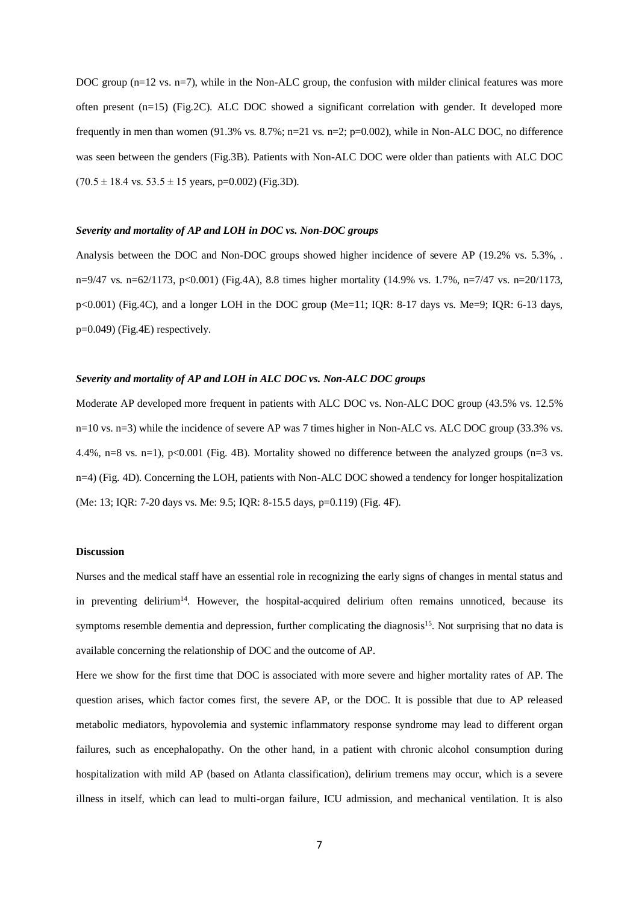DOC group (n=12 vs. n=7), while in the Non-ALC group, the confusion with milder clinical features was more often present (n=15) (Fig.2C). ALC DOC showed a significant correlation with gender. It developed more frequently in men than women (91.3% vs. 8.7%; n=21 vs. n=2; p=0.002), while in Non-ALC DOC, no difference was seen between the genders (Fig.3B). Patients with Non-ALC DOC were older than patients with ALC DOC ($70.5 \pm 18.4$ vs. $53.5 \pm 15$ years, p=0.002) (Fig.3D).

### *Severity and mortality of AP and LOH in DOC vs. Non-DOC groups*

Analysis between the DOC and Non-DOC groups showed higher incidence of severe AP (19.2% vs. 5.3%, . n=9/47 vs. n=62/1173, p<0.001) (Fig.4A), 8.8 times higher mortality (14.9% vs. 1.7%, n=7/47 vs. n=20/1173, p<0.001) (Fig.4C), and a longer LOH in the DOC group (Me=11; IQR: 8-17 days vs. Me=9; IQR: 6-13 days, p=0.049) (Fig.4E) respectively.

### *Severity and mortality of AP and LOH in ALC DOC vs. Non-ALC DOC groups*

Moderate AP developed more frequent in patients with ALC DOC vs. Non-ALC DOC group (43.5% vs. 12.5% n=10 vs. n=3) while the incidence of severe AP was 7 times higher in Non-ALC vs. ALC DOC group (33.3% vs. 4.4%, n=8 vs. n=1), p<0.001 (Fig. 4B). Mortality showed no difference between the analyzed groups (n=3 vs. n=4) (Fig. 4D). Concerning the LOH, patients with Non-ALC DOC showed a tendency for longer hospitalization (Me: 13; IQR: 7-20 days vs. Me: 9.5; IQR: 8-15.5 days, p=0.119) (Fig. 4F).

## **Discussion**

Nurses and the medical staff have an essential role in recognizing the early signs of changes in mental status and in preventing delirium[14]. However, the hospital-acquired delirium often remains unnoticed, because its symptoms resemble dementia and depression, further complicating the diagnosis[15]. Not surprising that no data is available concerning the relationship of DOC and the outcome of AP.

Here we show for the first time that DOC is associated with more severe and higher mortality rates of AP. The question arises, which factor comes first, the severe AP, or the DOC. It is possible that due to AP released metabolic mediators, hypovolemia and systemic inflammatory response syndrome may lead to different organ failures, such as encephalopathy. On the other hand, in a patient with chronic alcohol consumption during hospitalization with mild AP (based on Atlanta classification), delirium tremens may occur, which is a severe illness in itself, which can lead to multi-organ failure, ICU admission, and mechanical ventilation. It is also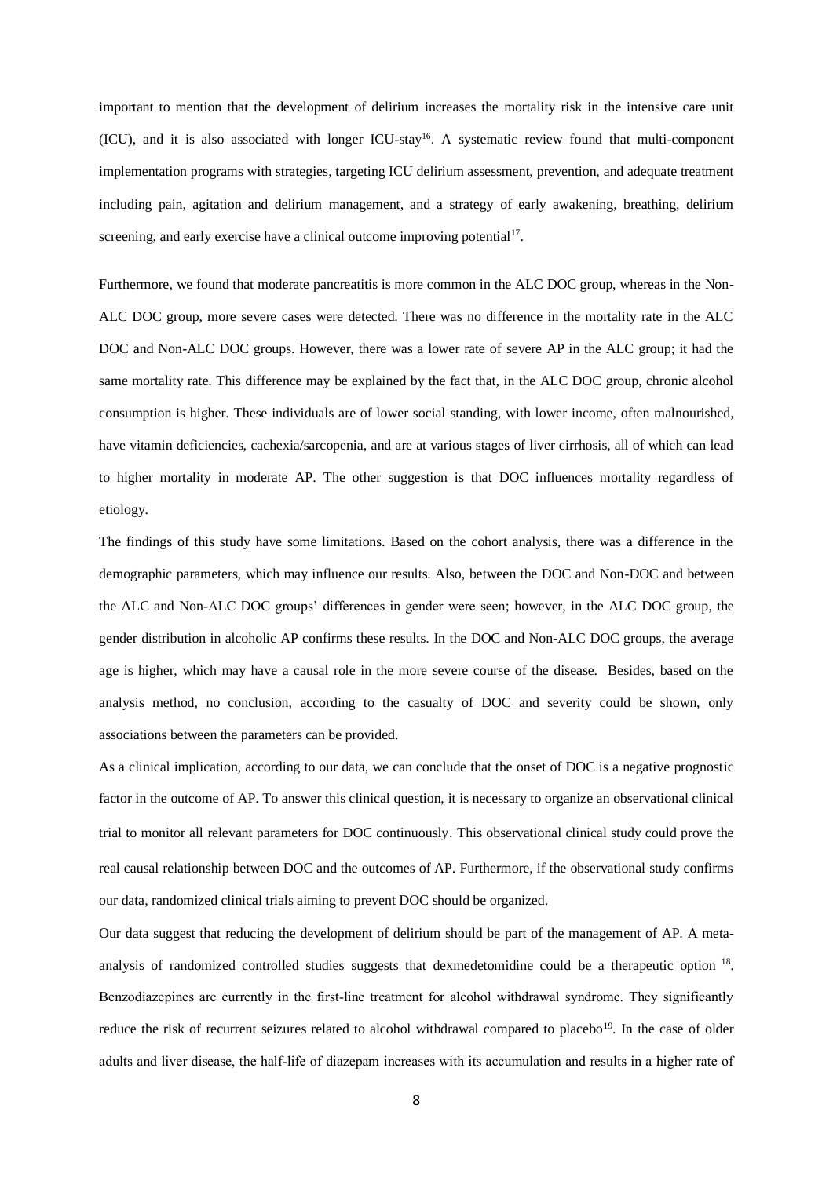important to mention that the development of delirium increases the mortality risk in the intensive care unit (ICU), and it is also associated with longer ICU-stay[16]. A systematic review found that multi-component implementation programs with strategies, targeting ICU delirium assessment, prevention, and adequate treatment including pain, agitation and delirium management, and a strategy of early awakening, breathing, delirium screening, and early exercise have a clinical outcome improving potential[17].

Furthermore, we found that moderate pancreatitis is more common in the ALC DOC group, whereas in the Non-ALC DOC group, more severe cases were detected. There was no difference in the mortality rate in the ALC DOC and Non-ALC DOC groups. However, there was a lower rate of severe AP in the ALC group; it had the same mortality rate. This difference may be explained by the fact that, in the ALC DOC group, chronic alcohol consumption is higher. These individuals are of lower social standing, with lower income, often malnourished, have vitamin deficiencies, cachexia/sarcopenia, and are at various stages of liver cirrhosis, all of which can lead to higher mortality in moderate AP. The other suggestion is that DOC influences mortality regardless of etiology.

The findings of this study have some limitations. Based on the cohort analysis, there was a difference in the demographic parameters, which may influence our results. Also, between the DOC and Non-DOC and between the ALC and Non-ALC DOC groups' differences in gender were seen; however, in the ALC DOC group, the gender distribution in alcoholic AP confirms these results. In the DOC and Non-ALC DOC groups, the average age is higher, which may have a causal role in the more severe course of the disease. Besides, based on the analysis method, no conclusion, according to the casualty of DOC and severity could be shown, only associations between the parameters can be provided.

As a clinical implication, according to our data, we can conclude that the onset of DOC is a negative prognostic factor in the outcome of AP. To answer this clinical question, it is necessary to organize an observational clinical trial to monitor all relevant parameters for DOC continuously. This observational clinical study could prove the real causal relationship between DOC and the outcomes of AP. Furthermore, if the observational study confirms our data, randomized clinical trials aiming to prevent DOC should be organized.

Our data suggest that reducing the development of delirium should be part of the management of AP. A meta-analysis of randomized controlled studies suggests that dexmedetomidine could be a therapeutic option [18]. Benzodiazepines are currently in the first-line treatment for alcohol withdrawal syndrome. They significantly reduce the risk of recurrent seizures related to alcohol withdrawal compared to placebo[19]. In the case of older adults and liver disease, the half-life of diazepam increases with its accumulation and results in a higher rate of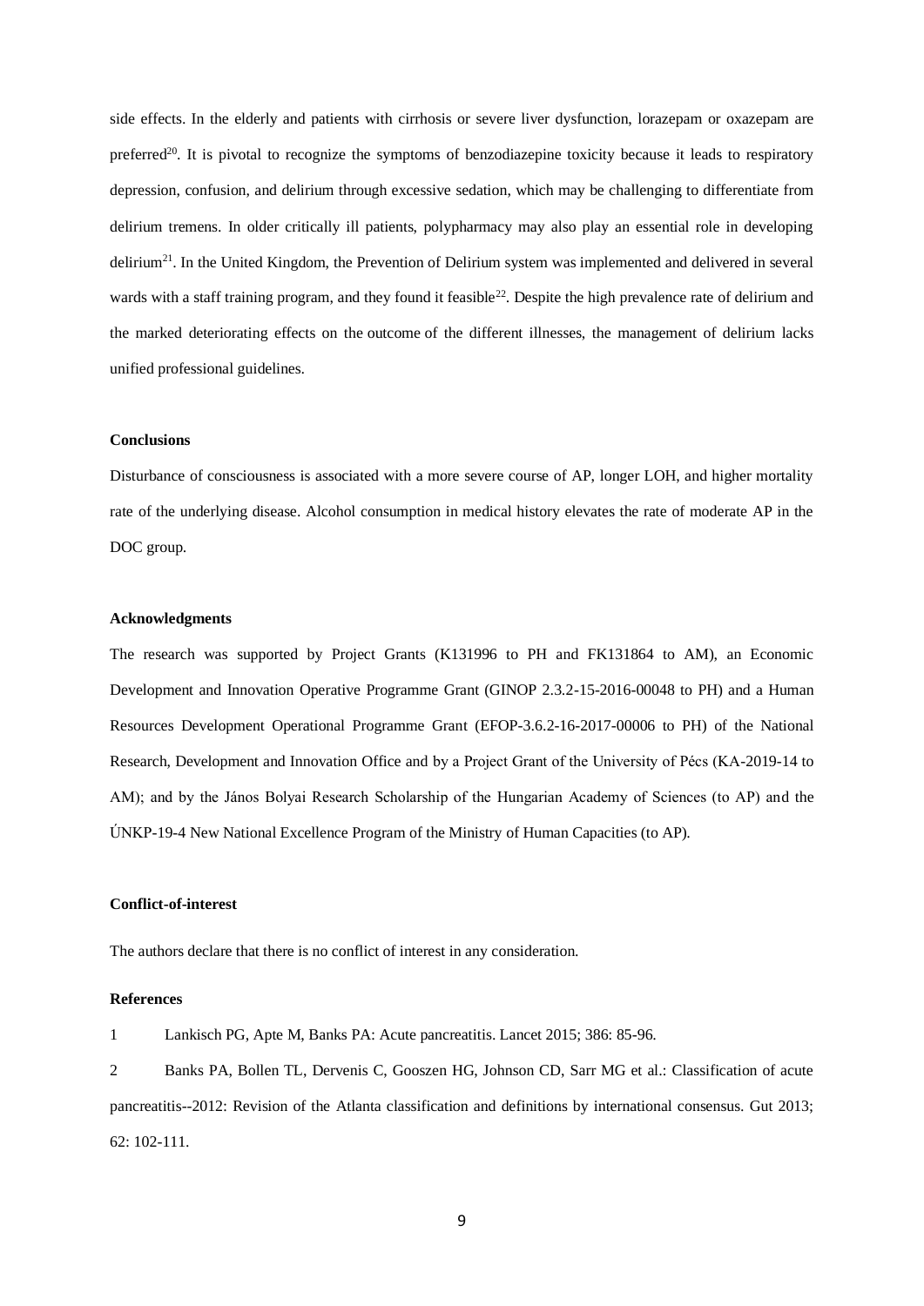side effects. In the elderly and patients with cirrhosis or severe liver dysfunction, lorazepam or oxazepam are preferred[20]. It is pivotal to recognize the symptoms of benzodiazepine toxicity because it leads to respiratory depression, confusion, and delirium through excessive sedation, which may be challenging to differentiate from delirium tremens. In older critically ill patients, polypharmacy may also play an essential role in developing delirium[21]. In the United Kingdom, the Prevention of Delirium system was implemented and delivered in several wards with a staff training program, and they found it feasible[22]. Despite the high prevalence rate of delirium and the marked deteriorating effects on the outcome of the different illnesses, the management of delirium lacks unified professional guidelines.

**Conclusions**

Disturbance of consciousness is associated with a more severe course of AP, longer LOH, and higher mortality rate of the underlying disease. Alcohol consumption in medical history elevates the rate of moderate AP in the DOC group.

**Acknowledgments**

The research was supported by Project Grants (K131996 to PH and FK131864 to AM), an Economic Development and Innovation Operative Programme Grant (GINOP 2.3.2-15-2016-00048 to PH) and a Human Resources Development Operational Programme Grant (EFOP-3.6.2-16-2017-00006 to PH) of the National Research, Development and Innovation Office and by a Project Grant of the University of Pécs (KA-2019-14 to AM); and by the János Bolyai Research Scholarship of the Hungarian Academy of Sciences (to AP) and the ÚNKP-19-4 New National Excellence Program of the Ministry of Human Capacities (to AP).

**Conflict-of-interest**

The authors declare that there is no conflict of interest in any consideration.

**References**

1 Lankisch PG, Apte M, Banks PA: Acute pancreatitis. Lancet 2015; 386: 85-96.

2 Banks PA, Bollen TL, Dervenis C, Gooszen HG, Johnson CD, Sarr MG et al.: Classification of acute pancreatitis--2012: Revision of the Atlanta classification and definitions by international consensus. Gut 2013; 62: 102-111.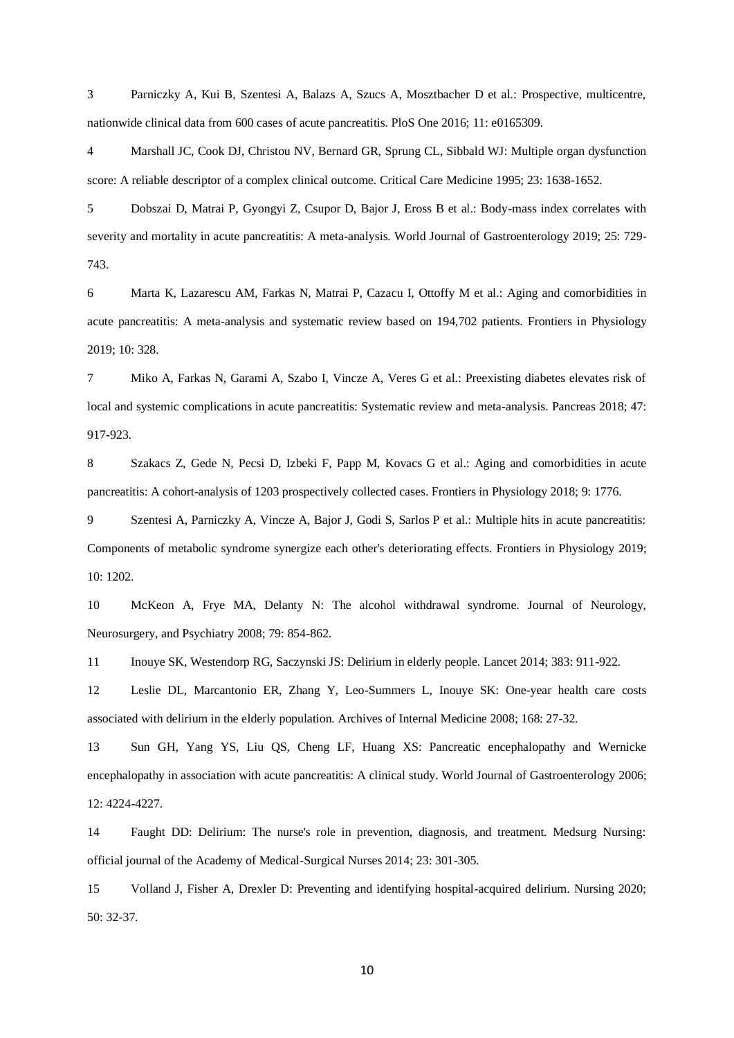3 Parniczky A, Kui B, Szentesi A, Balazs A, Szucs A, Mosztbacher D et al.: Prospective, multicentre, nationwide clinical data from 600 cases of acute pancreatitis. PloS One 2016; 11: e0165309.

4 Marshall JC, Cook DJ, Christou NV, Bernard GR, Sprung CL, Sibbald WJ: Multiple organ dysfunction score: A reliable descriptor of a complex clinical outcome. Critical Care Medicine 1995; 23: 1638-1652.

5 Dobszai D, Matrai P, Gyongyi Z, Csupor D, Bajor J, Eross B et al.: Body-mass index correlates with severity and mortality in acute pancreatitis: A meta-analysis. World Journal of Gastroenterology 2019; 25: 729-743.

6 Marta K, Lazarescu AM, Farkas N, Matrai P, Cazacu I, Ottoffy M et al.: Aging and comorbidities in acute pancreatitis: A meta-analysis and systematic review based on 194,702 patients. Frontiers in Physiology 2019; 10: 328.

7 Miko A, Farkas N, Garami A, Szabo I, Vincze A, Veres G et al.: Preexisting diabetes elevates risk of local and systemic complications in acute pancreatitis: Systematic review and meta-analysis. Pancreas 2018; 47: 917-923.

8 Szakacs Z, Gede N, Pecsi D, Izbeki F, Papp M, Kovacs G et al.: Aging and comorbidities in acute pancreatitis: A cohort-analysis of 1203 prospectively collected cases. Frontiers in Physiology 2018; 9: 1776.

9 Szentesi A, Parniczky A, Vincze A, Bajor J, Godi S, Sarlos P et al.: Multiple hits in acute pancreatitis: Components of metabolic syndrome synergize each other's deteriorating effects. Frontiers in Physiology 2019; 10: 1202.

10 McKeon A, Frye MA, Delanty N: The alcohol withdrawal syndrome. Journal of Neurology, Neurosurgery, and Psychiatry 2008; 79: 854-862.

11 Inouye SK, Westendorp RG, Saczynski JS: Delirium in elderly people. Lancet 2014; 383: 911-922.

12 Leslie DL, Marcantonio ER, Zhang Y, Leo-Summers L, Inouye SK: One-year health care costs associated with delirium in the elderly population. Archives of Internal Medicine 2008; 168: 27-32.

13 Sun GH, Yang YS, Liu QS, Cheng LF, Huang XS: Pancreatic encephalopathy and Wernicke encephalopathy in association with acute pancreatitis: A clinical study. World Journal of Gastroenterology 2006; 12: 4224-4227.

14 Faught DD: Delirium: The nurse's role in prevention, diagnosis, and treatment. Medsurg Nursing: official journal of the Academy of Medical-Surgical Nurses 2014; 23: 301-305.

15 Volland J, Fisher A, Drexler D: Preventing and identifying hospital-acquired delirium. Nursing 2020; 50: 32-37.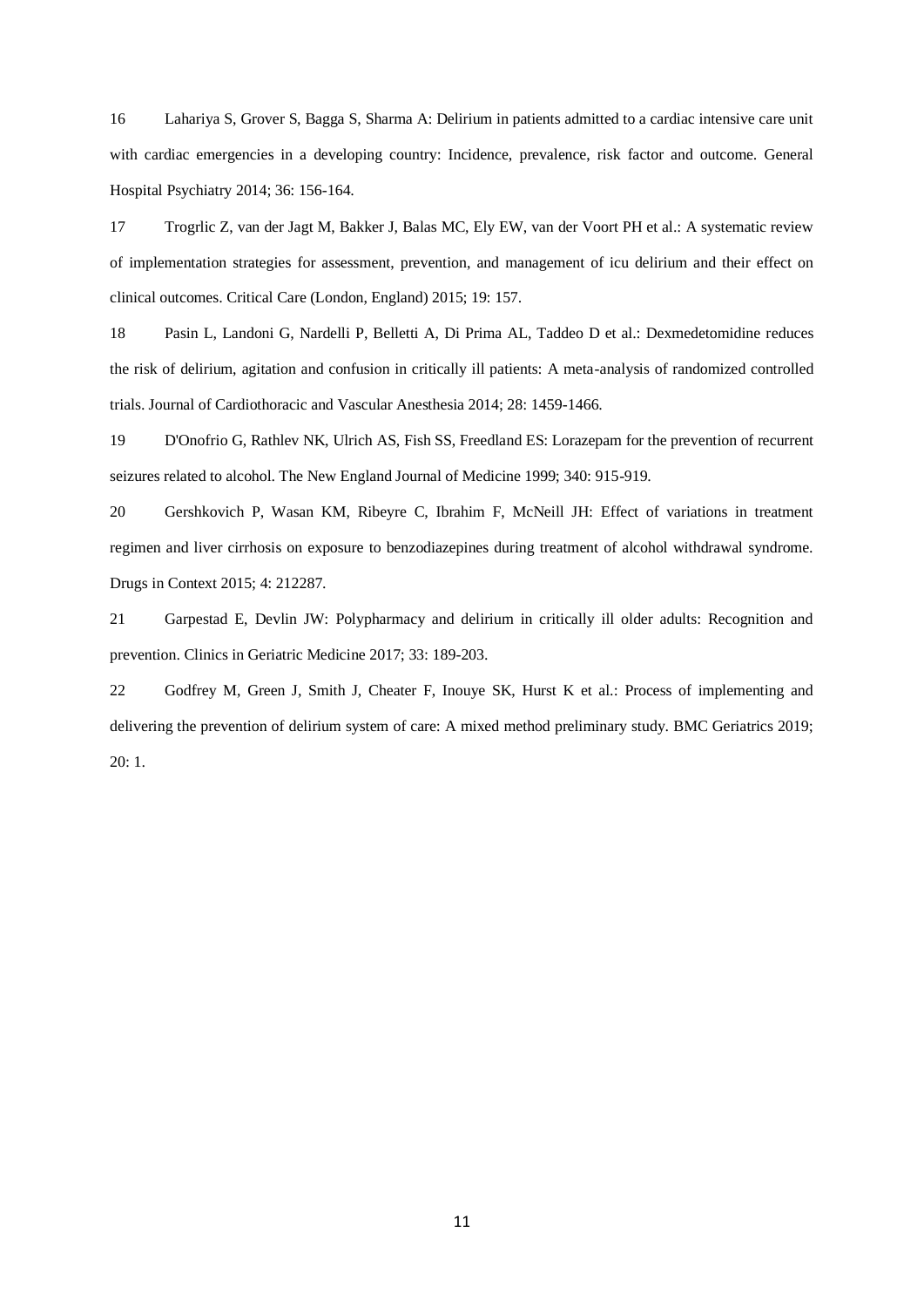16 Lahariya S, Grover S, Bagga S, Sharma A: Delirium in patients admitted to a cardiac intensive care unit with cardiac emergencies in a developing country: Incidence, prevalence, risk factor and outcome. General Hospital Psychiatry 2014; 36: 156-164.

17 Trogrlic Z, van der Jagt M, Bakker J, Balas MC, Ely EW, van der Voort PH et al.: A systematic review of implementation strategies for assessment, prevention, and management of icu delirium and their effect on clinical outcomes. Critical Care (London, England) 2015; 19: 157.

18 Pasin L, Landoni G, Nardelli P, Belletti A, Di Prima AL, Taddeo D et al.: Dexmedetomidine reduces the risk of delirium, agitation and confusion in critically ill patients: A meta-analysis of randomized controlled trials. Journal of Cardiothoracic and Vascular Anesthesia 2014; 28: 1459-1466.

19 D'Onofrio G, Rathlev NK, Ulrich AS, Fish SS, Freedland ES: Lorazepam for the prevention of recurrent seizures related to alcohol. The New England Journal of Medicine 1999; 340: 915-919.

20 Gershkovich P, Wasan KM, Ribeyre C, Ibrahim F, McNeill JH: Effect of variations in treatment regimen and liver cirrhosis on exposure to benzodiazepines during treatment of alcohol withdrawal syndrome. Drugs in Context 2015; 4: 212287.

21 Garpestad E, Devlin JW: Polypharmacy and delirium in critically ill older adults: Recognition and prevention. Clinics in Geriatric Medicine 2017; 33: 189-203.

22 Godfrey M, Green J, Smith J, Cheater F, Inouye SK, Hurst K et al.: Process of implementing and delivering the prevention of delirium system of care: A mixed method preliminary study. BMC Geriatrics 2019; 20: 1.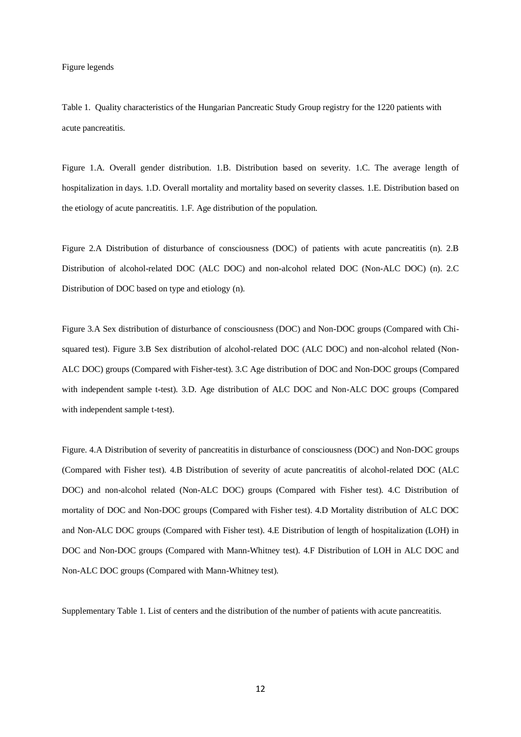Figure legends

Table 1. Quality characteristics of the Hungarian Pancreatic Study Group registry for the 1220 patients with acute pancreatitis.

Figure 1.A. Overall gender distribution. 1.B. Distribution based on severity. 1.C. The average length of hospitalization in days. 1.D. Overall mortality and mortality based on severity classes. 1.E. Distribution based on the etiology of acute pancreatitis. 1.F. Age distribution of the population.

Figure 2.A Distribution of disturbance of consciousness (DOC) of patients with acute pancreatitis (n). 2.B Distribution of alcohol-related DOC (ALC DOC) and non-alcohol related DOC (Non-ALC DOC) (n). 2.C Distribution of DOC based on type and etiology (n).

Figure 3.A Sex distribution of disturbance of consciousness (DOC) and Non-DOC groups (Compared with Chi-squared test). Figure 3.B Sex distribution of alcohol-related DOC (ALC DOC) and non-alcohol related (Non-ALC DOC) groups (Compared with Fisher-test). 3.C Age distribution of DOC and Non-DOC groups (Compared with independent sample t-test). 3.D. Age distribution of ALC DOC and Non-ALC DOC groups (Compared with independent sample t-test).

Figure. 4.A Distribution of severity of pancreatitis in disturbance of consciousness (DOC) and Non-DOC groups (Compared with Fisher test). 4.B Distribution of severity of acute pancreatitis of alcohol-related DOC (ALC DOC) and non-alcohol related (Non-ALC DOC) groups (Compared with Fisher test). 4.C Distribution of mortality of DOC and Non-DOC groups (Compared with Fisher test). 4.D Mortality distribution of ALC DOC and Non-ALC DOC groups (Compared with Fisher test). 4.E Distribution of length of hospitalization (LOH) in DOC and Non-DOC groups (Compared with Mann-Whitney test). 4.F Distribution of LOH in ALC DOC and Non-ALC DOC groups (Compared with Mann-Whitney test).

Supplementary Table 1. List of centers and the distribution of the number of patients with acute pancreatitis.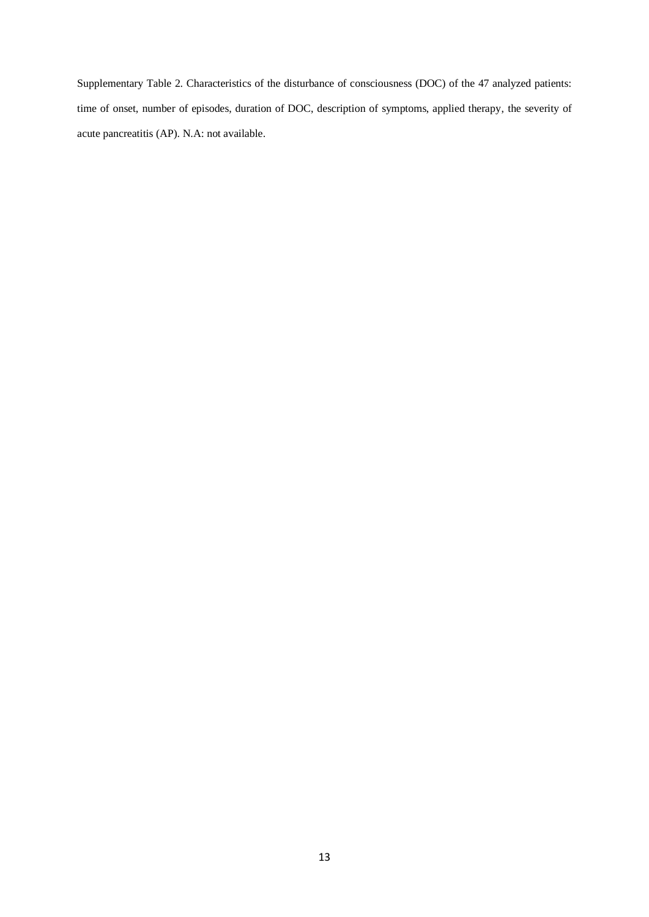Supplementary Table 2. Characteristics of the disturbance of consciousness (DOC) of the 47 analyzed patients: time of onset, number of episodes, duration of DOC, description of symptoms, applied therapy, the severity of acute pancreatitis (AP). N.A: not available.